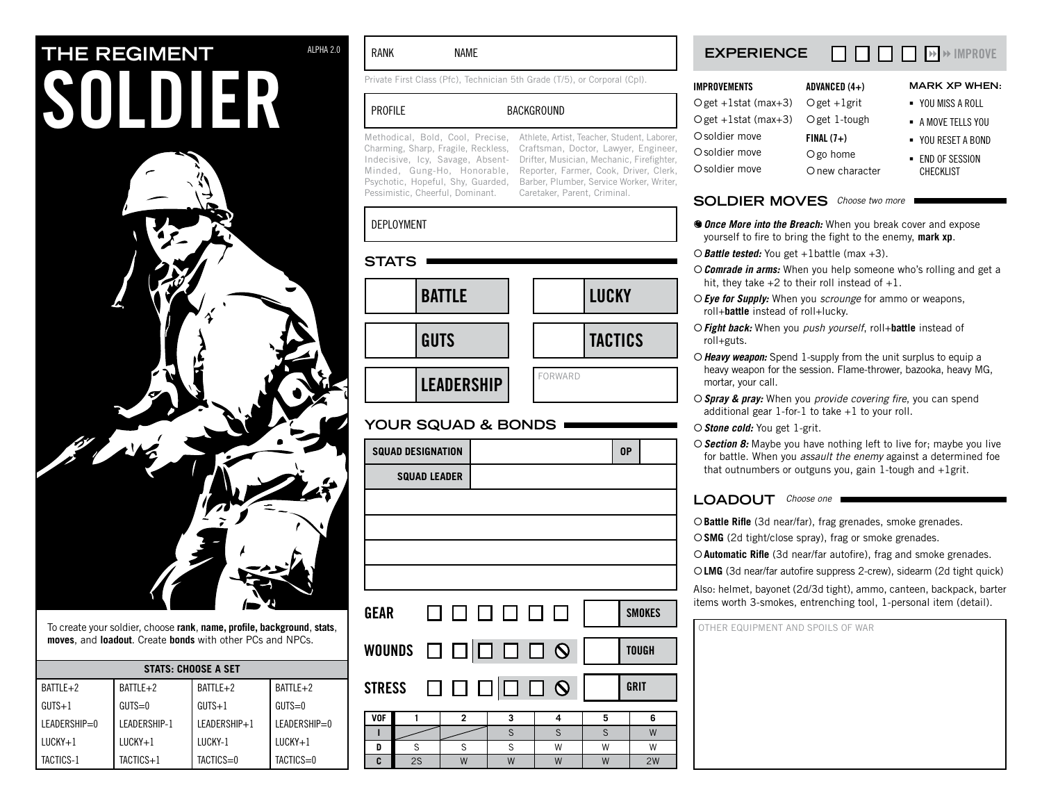# THE REGIMENT

ALPHA 2.0

# SOLDIER

To create your soldier, choose **rank**, **name**, **profile**, **background**, **stats**, **moves**, and **loadout**. Create **bonds** with other PCs and NPCs.

| STATS: CHOOSE A SET | | | |
|---|---|---|---|
| BATTLE+2 | BATTLE+2 | BATTLE+2 | BATTLE+2 |
| GUTS+1 | GUTS=0 | GUTS+1 | GUTS=0 |
| LEADERSHIP=0 | LEADERSHIP-1 | LEADERSHIP+1 | LEADERSHIP=0 |
| LUCKY+1 | LUCKY+1 | LUCKY-1 | LUCKY+1 |
| TACTICS-1 | TACTICS+1 | TACTICS=0 | TACTICS=0 |

RANK NAME

Private First Class (Pfc), Technician 5th Grade (T/5), or Corporal (Cpl).

PROFILE BACKGROUND

Methodical, Bold, Cool, Precise, Charming, Sharp, Fragile, Reckless, Indecisive, Icy, Savage, Absent-Minded, Gung-Ho, Honorable, Psychotic, Hopeful, Shy, Guarded, Pessimistic, Cheerful, Dominant.

Athlete, Artist, Teacher, Student, Laborer, Craftsman, Doctor, Lawyer, Engineer, Drifter, Musician, Mechanic, Firefighter, Reporter, Farmer, Cook, Driver, Clerk, Barber, Plumber, Service Worker, Writer, Caretaker, Parent, Criminal.

DEPLOYMENT

## STATS

| | BATTLE | | LUCKY |
|---|---|---|---|
| | GUTS | | TACTICS |
| | LEADERSHIP | FORWARD | |

## YOUR SQUAD & BONDS

| SQUAD DESIGNATION | | OP | |
|---|---|---|---|
| SQUAD LEADER | | | |
| | | | |
| | | | |
| | | | |
| | | | |

**GEAR** ☐ ☐ ☐ ☐ ☐ ☐ — SMOKES

**WOUNDS** ☐ ☐ | ☐ ☐ ☐ ⊘ — TOUGH

**STRESS** ☐ ☐ ☐ | ☐ ☐ ⊘ — GRIT

| VOF | 1 | 2 | 3 | 4 | 5 | 6 |
|---|---|---|---|---|---|---|
| I | | | S | S | S | W |
| D | S | S | S | W | W | W |
| C | 2S | W | W | W | W | 2W |

## EXPERIENCE ☐ ☐ ☐ ☐ ☐ » IMPROVE

**IMPROVEMENTS**
- ○ get +1stat (max+3)
- ○ get +1stat (max+3)
- ○ soldier move
- ○ soldier move
- ○ soldier move

**ADVANCED (4+)**
- ○ get +1grit
- ○ get 1-tough

**FINAL (7+)**
- ○ go home
- ○ new character

**MARK XP WHEN:**
- YOU MISS A ROLL
- A MOVE TELLS YOU
- YOU RESET A BOND
- END OF SESSION CHECKLIST

## SOLDIER MOVES *Choose two more*

- ● ***Once More into the Breach:*** When you break cover and expose yourself to fire to bring the fight to the enemy, **mark xp**.
- ○ ***Battle tested:*** You get +1battle (max +3).
- ○ ***Comrade in arms:*** When you help someone who's rolling and get a hit, they take +2 to their roll instead of +1.
- ○ ***Eye for Supply:*** When you *scrounge* for ammo or weapons, roll+**battle** instead of roll+lucky.
- ○ ***Fight back:*** When you *push yourself*, roll+**battle** instead of roll+guts.
- ○ ***Heavy weapon:*** Spend 1-supply from the unit surplus to equip a heavy weapon for the session. Flame-thrower, bazooka, heavy MG, mortar, your call.
- ○ ***Spray & pray:*** When you *provide covering fire*, you can spend additional gear 1-for-1 to take +1 to your roll.
- ○ ***Stone cold:*** You get 1-grit.
- ○ ***Section 8:*** Maybe you have nothing left to live for; maybe you live for battle. When you *assault the enemy* against a determined foe that outnumbers or outguns you, gain 1-tough and +1grit.

## LOADOUT *Choose one*

- ○ **Battle Rifle** (3d near/far), frag grenades, smoke grenades.
- ○ **SMG** (2d tight/close spray), frag or smoke grenades.
- ○ **Automatic Rifle** (3d near/far autofire), frag and smoke grenades.
- ○ **LMG** (3d near/far autofire suppress 2-crew), sidearm (2d tight quick)

Also: helmet, bayonet (2d/3d tight), ammo, canteen, backpack, barter items worth 3-smokes, entrenching tool, 1-personal item (detail).

OTHER EQUIPMENT AND SPOILS OF WAR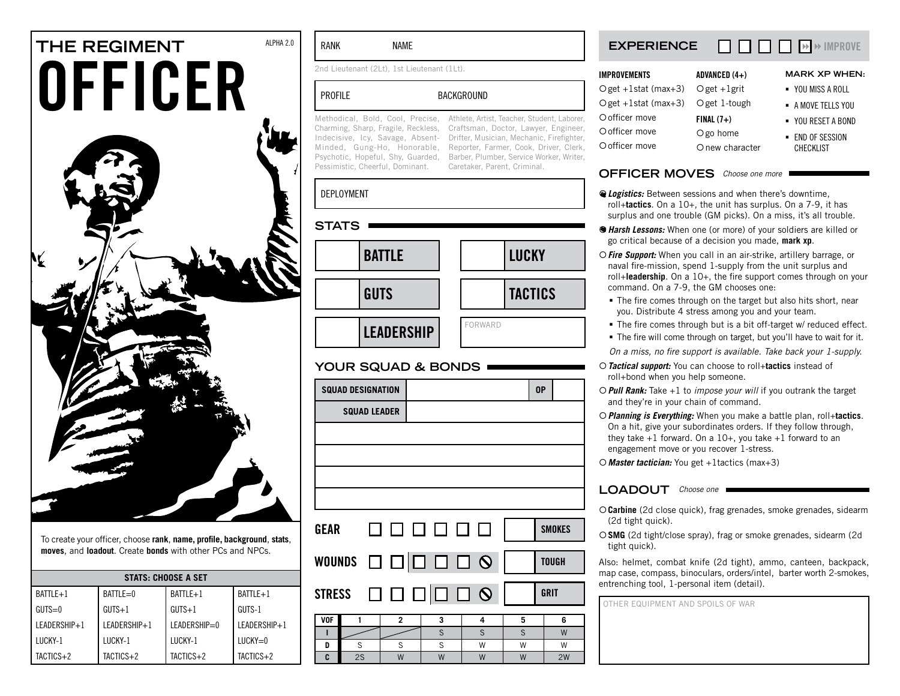# THE REGIMENT

ALPHA 2.0

# OFFICER

To create your officer, choose **rank**, **name, profile, background**, **stats**, **moves**, and **loadout**. Create **bonds** with other PCs and NPCs.

| STATS: CHOOSE A SET | | | |
|---|---|---|---|
| BATTLE+1 | BATTLE=0 | BATTLE+1 | BATTLE+1 |
| GUTS=0 | GUTS+1 | GUTS+1 | GUTS-1 |
| LEADERSHIP+1 | LEADERSHIP+1 | LEADERSHIP=0 | LEADERSHIP+1 |
| LUCKY-1 | LUCKY-1 | LUCKY-1 | LUCKY=0 |
| TACTICS+2 | TACTICS+2 | TACTICS+2 | TACTICS+2 |

RANK NAME

2nd Lieutenant (2Lt), 1st Lieutenant (1Lt).

PROFILE

Methodical, Bold, Cool, Precise, Charming, Sharp, Fragile, Reckless, Indecisive, Icy, Savage, Absent-Minded, Gung-Ho, Honorable, Psychotic, Hopeful, Shy, Guarded, Pessimistic, Cheerful, Dominant.

BACKGROUND

Athlete, Artist, Teacher, Student, Laborer, Craftsman, Doctor, Lawyer, Engineer, Drifter, Musician, Mechanic, Firefighter, Reporter, Farmer, Cook, Driver, Clerk, Barber, Plumber, Service Worker, Writer, Caretaker, Parent, Criminal.

DEPLOYMENT

## STATS

- BATTLE
- GUTS
- LEADERSHIP
- LUCKY
- TACTICS
- FORWARD

## YOUR SQUAD & BONDS

| SQUAD DESIGNATION | | OP | |
|---|---|---|---|
| SQUAD LEADER | | | |
| | | | |
| | | | |
| | | | |
| | | | |

GEAR ☐ ☐ ☐ ☐ ☐ ☐ — SMOKES

WOUNDS ☐ ☐ ☐ ☐ ☐ ⊘ — TOUGH

STRESS ☐ ☐ ☐ ☐ ☐ ⊘ — GRIT

| VOF | 1 | 2 | 3 | 4 | 5 | 6 |
|---|---|---|---|---|---|---|
| I | | | S | S | S | W |
| D | S | S | S | W | W | W |
| C | 2S | W | W | W | W | 2W |

## EXPERIENCE ☐ ☐ ☐ ☐ ☐ ⏩ IMPROVE

**IMPROVEMENTS**
- ○ get +1stat (max+3)
- ○ get +1stat (max+3)
- ○ officer move
- ○ officer move
- ○ officer move

**ADVANCED (4+)**
- ○ get +1grit
- ○ get 1-tough

**FINAL (7+)**
- ○ go home
- ○ new character

**MARK XP WHEN:**
- YOU MISS A ROLL
- A MOVE TELLS YOU
- YOU RESET A BOND
- END OF SESSION CHECKLIST

## OFFICER MOVES *Choose one more*

- ◉ ***Logistics:*** Between sessions and when there's downtime, roll+**tactics**. On a 10+, the unit has surplus. On a 7-9, it has surplus and one trouble (GM picks). On a miss, it's all trouble.
- ◉ ***Harsh Lessons:*** When one (or more) of your soldiers are killed or go critical because of a decision you made, **mark xp**.
- ○ ***Fire Support:*** When you call in an air-strike, artillery barrage, or naval fire-mission, spend 1-supply from the unit surplus and roll+**leadership**. On a 10+, the fire support comes through on your command. On a 7-9, the GM chooses one:
  - The fire comes through on the target but also hits short, near you. Distribute 4 stress among you and your team.
  - The fire comes through but is a bit off-target w/ reduced effect.
  - The fire will come through on target, but you'll have to wait for it.

  *On a miss, no fire support is available. Take back your 1-supply.*
- ○ ***Tactical support:*** You can choose to roll+**tactics** instead of roll+bond when you help someone.
- ○ ***Pull Rank:*** Take +1 to *impose your will* if you outrank the target and they're in your chain of command.
- ○ ***Planning is Everything:*** When you make a battle plan, roll+**tactics**. On a hit, give your subordinates orders. If they follow through, they take +1 forward. On a 10+, you take +1 forward to an engagement move or you recover 1-stress.
- ○ ***Master tactician:*** You get +1tactics (max+3)

## LOADOUT *Choose one*

- ○ **Carbine** (2d close quick), frag grenades, smoke grenades, sidearm (2d tight quick).
- ○ **SMG** (2d tight/close spray), frag or smoke grenades, sidearm (2d tight quick).

Also: helmet, combat knife (2d tight), ammo, canteen, backpack, map case, compass, binoculars, orders/intel, barter worth 2-smokes, entrenching tool, 1-personal item (detail).

OTHER EQUIPMENT AND SPOILS OF WAR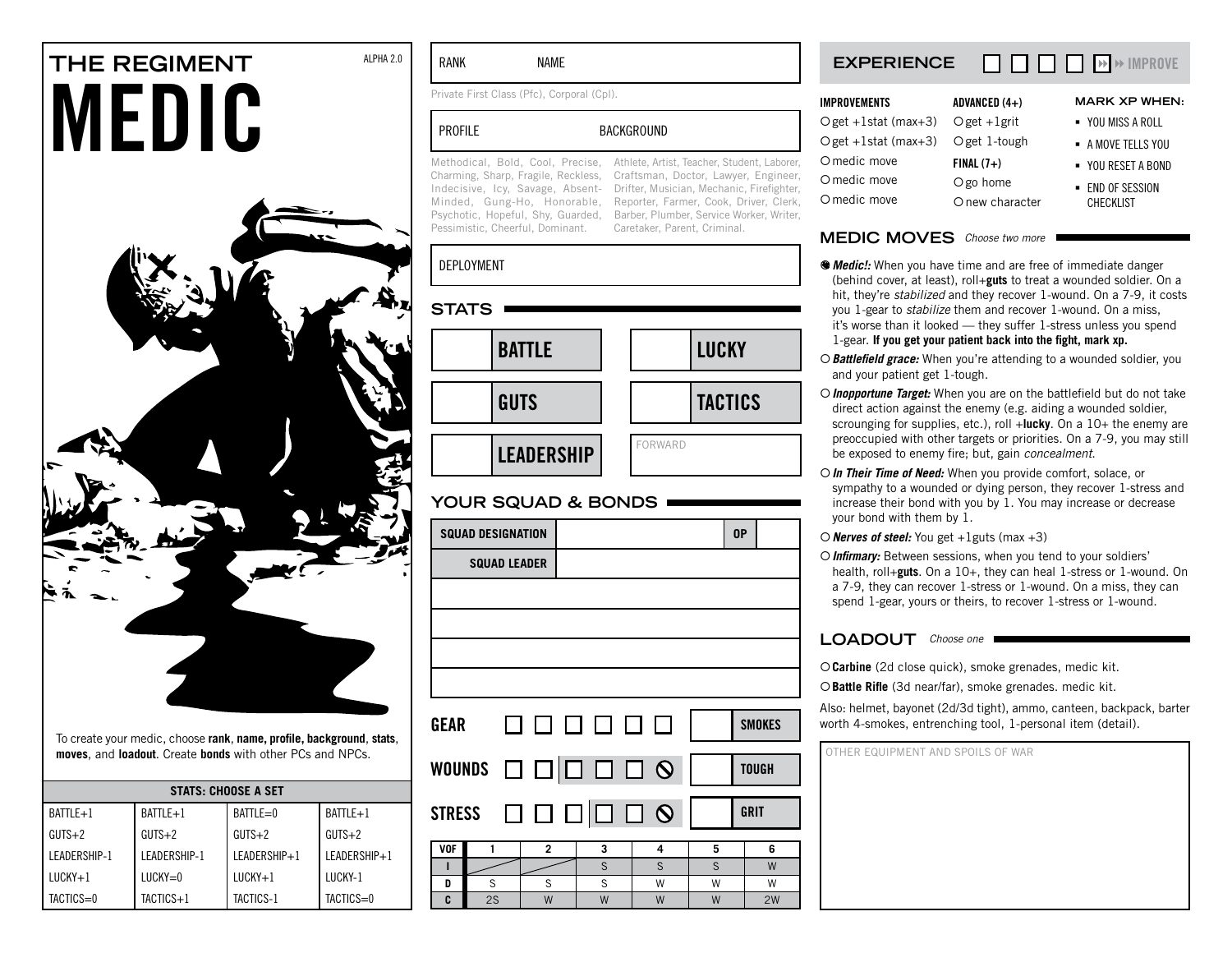# THE REGIMENT

ALPHA 2.0

# MEDIC

To create your medic, choose **rank**, **name, profile, background**, **stats**, **moves**, and **loadout**. Create **bonds** with other PCs and NPCs.

| STATS: CHOOSE A SET | | | |
|---|---|---|---|
| BATTLE+1 | BATTLE+1 | BATTLE=0 | BATTLE+1 |
| GUTS+2 | GUTS+2 | GUTS+2 | GUTS+2 |
| LEADERSHIP-1 | LEADERSHIP-1 | LEADERSHIP+1 | LEADERSHIP+1 |
| LUCKY+1 | LUCKY=0 | LUCKY+1 | LUCKY-1 |
| TACTICS=0 | TACTICS+1 | TACTICS-1 | TACTICS=0 |

RANK NAME

Private First Class (Pfc), Corporal (Cpl).

PROFILE BACKGROUND

Methodical, Bold, Cool, Precise, Charming, Sharp, Fragile, Reckless, Indecisive, Icy, Savage, Absent-Minded, Gung-Ho, Honorable, Psychotic, Hopeful, Shy, Guarded, Pessimistic, Cheerful, Dominant.

Athlete, Artist, Teacher, Student, Laborer, Craftsman, Doctor, Lawyer, Engineer, Drifter, Musician, Mechanic, Firefighter, Reporter, Farmer, Cook, Driver, Clerk, Barber, Plumber, Service Worker, Writer, Caretaker, Parent, Criminal.

DEPLOYMENT

## STATS

- BATTLE
- LUCKY
- GUTS
- TACTICS
- LEADERSHIP
- FORWARD

## YOUR SQUAD & BONDS

| SQUAD DESIGNATION | | OP | |
|---|---|---|---|
| SQUAD LEADER | | | |

GEAR ☐ ☐ ☐ ☐ ☐ ☐ — SMOKES

WOUNDS ☐ ☐ ☐ ☐ ☐ ⊘ — TOUGH

STRESS ☐ ☐ ☐ ☐ ☐ ⊘ — GRIT

| VOF | 1 | 2 | 3 | 4 | 5 | 6 |
|---|---|---|---|---|---|---|
| I | | | S | S | S | W |
| D | S | S | S | W | W | W |
| C | 2S | W | W | W | W | 2W |

## EXPERIENCE ☐ ☐ ☐ ☐ ☐ » IMPROVE

**IMPROVEMENTS**
- ○ get +1stat (max+3)
- ○ get +1stat (max+3)
- ○ medic move
- ○ medic move
- ○ medic move

**ADVANCED (4+)**
- ○ get +1grit
- ○ get 1-tough

**FINAL (7+)**
- ○ go home
- ○ new character

**MARK XP WHEN:**
- YOU MISS A ROLL
- A MOVE TELLS YOU
- YOU RESET A BOND
- END OF SESSION CHECKLIST

## MEDIC MOVES *Choose two more*

- ◉ ***Medic!:*** When you have time and are free of immediate danger (behind cover, at least), roll+**guts** to treat a wounded soldier. On a hit, they're *stabilized* and they recover 1-wound. On a 7-9, it costs you 1-gear to *stabilize* them and recover 1-wound. On a miss, it's worse than it looked — they suffer 1-stress unless you spend 1-gear. **If you get your patient back into the fight, mark xp.**
- ○ ***Battlefield grace:*** When you're attending to a wounded soldier, you and your patient get 1-tough.
- ○ ***Inopportune Target:*** When you are on the battlefield but do not take direct action against the enemy (e.g. aiding a wounded soldier, scrounging for supplies, etc.), roll +**lucky**. On a 10+ the enemy are preoccupied with other targets or priorities. On a 7-9, you may still be exposed to enemy fire; but, gain *concealment*.
- ○ ***In Their Time of Need:*** When you provide comfort, solace, or sympathy to a wounded or dying person, they recover 1-stress and increase their bond with you by 1. You may increase or decrease your bond with them by 1.
- ○ ***Nerves of steel:*** You get +1guts (max +3)
- ○ ***Infirmary:*** Between sessions, when you tend to your soldiers' health, roll+**guts**. On a 10+, they can heal 1-stress or 1-wound. On a 7-9, they can recover 1-stress or 1-wound. On a miss, they can spend 1-gear, yours or theirs, to recover 1-stress or 1-wound.

## LOADOUT *Choose one*

- ○ **Carbine** (2d close quick), smoke grenades, medic kit.
- ○ **Battle Rifle** (3d near/far), smoke grenades. medic kit.

Also: helmet, bayonet (2d/3d tight), ammo, canteen, backpack, barter worth 4-smokes, entrenching tool, 1-personal item (detail).

OTHER EQUIPMENT AND SPOILS OF WAR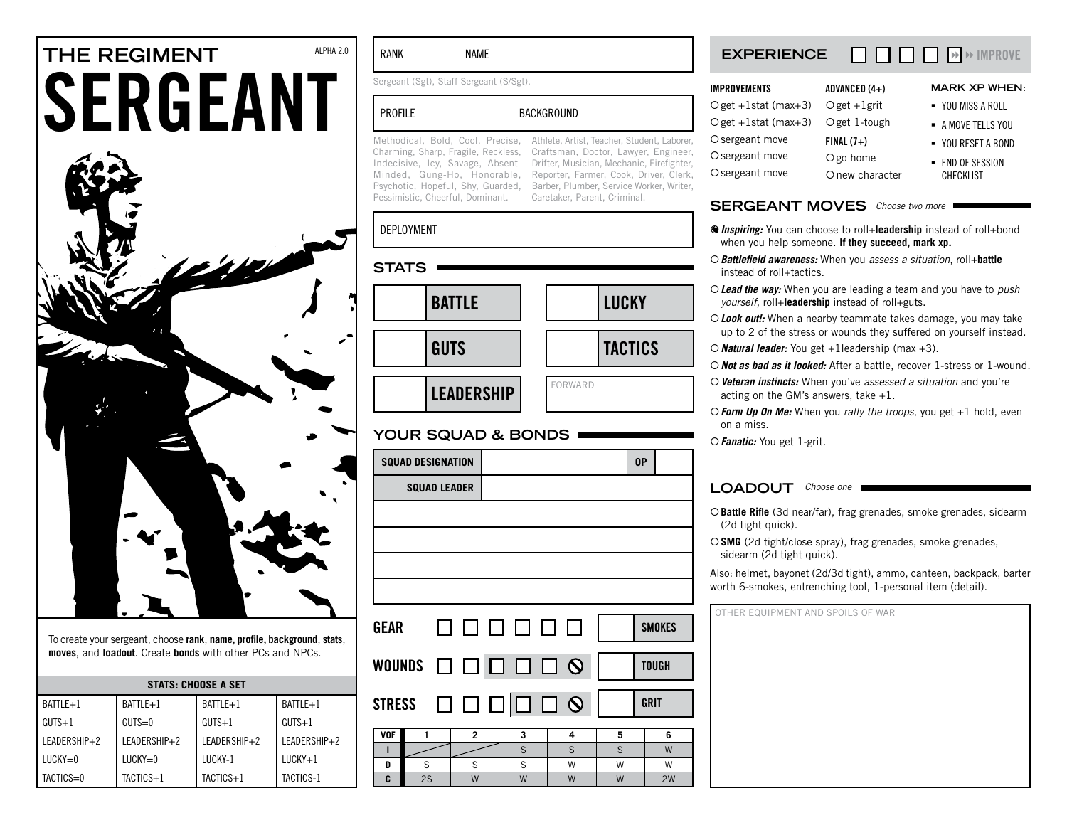# THE REGIMENT

ALPHA 2.0

# SERGEANT

To create your sergeant, choose **rank**, **name, profile, background**, **stats**, **moves**, and **loadout**. Create **bonds** with other PCs and NPCs.

| STATS: CHOOSE A SET | | | |
|---|---|---|---|
| BATTLE+1 | BATTLE+1 | BATTLE+1 | BATTLE+1 |
| GUTS+1 | GUTS=0 | GUTS+1 | GUTS+1 |
| LEADERSHIP+2 | LEADERSHIP+2 | LEADERSHIP+2 | LEADERSHIP+2 |
| LUCKY=0 | LUCKY=0 | LUCKY-1 | LUCKY+1 |
| TACTICS=0 | TACTICS+1 | TACTICS+1 | TACTICS-1 |

RANK NAME

Sergeant (Sgt), Staff Sergeant (S/Sgt).

PROFILE BACKGROUND

Methodical, Bold, Cool, Precise, Charming, Sharp, Fragile, Reckless, Indecisive, Icy, Savage, Absent-Minded, Gung-Ho, Honorable, Psychotic, Hopeful, Shy, Guarded, Pessimistic, Cheerful, Dominant.

Athlete, Artist, Teacher, Student, Laborer, Craftsman, Doctor, Lawyer, Engineer, Drifter, Musician, Mechanic, Firefighter, Reporter, Farmer, Cook, Driver, Clerk, Barber, Plumber, Service Worker, Writer, Caretaker, Parent, Criminal.

DEPLOYMENT

## STATS

- BATTLE
- GUTS
- LEADERSHIP
- LUCKY
- TACTICS
- FORWARD

## YOUR SQUAD & BONDS

| SQUAD DESIGNATION | | OP | |
|---|---|---|---|
| SQUAD LEADER | | | |
| | | | |
| | | | |
| | | | |
| | | | |

GEAR ☐ ☐ ☐ ☐ ☐ ☐ — SMOKES

WOUNDS ☐ ☐ ☐ ☐ ☐ ⃠ — TOUGH

STRESS ☐ ☐ ☐ ☐ ☐ ⃠ — GRIT

| VOF | 1 | 2 | 3 | 4 | 5 | 6 |
|---|---|---|---|---|---|---|
| I | | | S | S | S | W |
| D | S | S | S | W | W | W |
| C | 2S | W | W | W | W | 2W |

## EXPERIENCE ☐ ☐ ☐ ☐ ☐ » IMPROVE

**IMPROVEMENTS**
- ○ get +1stat (max+3)
- ○ get +1stat (max+3)
- ○ sergeant move
- ○ sergeant move
- ○ sergeant move

**ADVANCED (4+)**
- ○ get +1stat
- ○ get 1-tough

**FINAL (7+)**
- ○ go home
- ○ new character

**MARK XP WHEN:**
- YOU MISS A ROLL
- A MOVE TELLS YOU
- YOU RESET A BOND
- END OF SESSION CHECKLIST

## SERGEANT MOVES *Choose two more*

- ● ***Inspiring:*** You can choose to roll+**leadership** instead of roll+bond when you help someone. **If they succeed, mark xp.**
- ○ ***Battlefield awareness:*** When you *assess a situation*, roll+**battle** instead of roll+tactics.
- ○ ***Lead the way:*** When you are leading a team and you have to *push yourself,* roll+**leadership** instead of roll+guts.
- ○ ***Look out!:*** When a nearby teammate takes damage, you may take up to 2 of the stress or wounds they suffered on yourself instead.
- ○ ***Natural leader:*** You get +1leadership (max +3).
- ○ ***Not as bad as it looked:*** After a battle, recover 1-stress or 1-wound.
- ○ ***Veteran instincts:*** When you've *assessed a situation* and you're acting on the GM's answers, take +1.
- ○ ***Form Up On Me:*** When you *rally the troops,* you get +1 hold, even on a miss.
- ○ ***Fanatic:*** You get 1-grit.

## LOADOUT *Choose one*

- ○ **Battle Rifle** (3d near/far), frag grenades, smoke grenades, sidearm (2d tight quick).
- ○ **SMG** (2d tight/close spray), frag grenades, smoke grenades, sidearm (2d tight quick).

Also: helmet, bayonet (2d/3d tight), ammo, canteen, backpack, barter worth 6-smokes, entrenching tool, 1-personal item (detail).

OTHER EQUIPMENT AND SPOILS OF WAR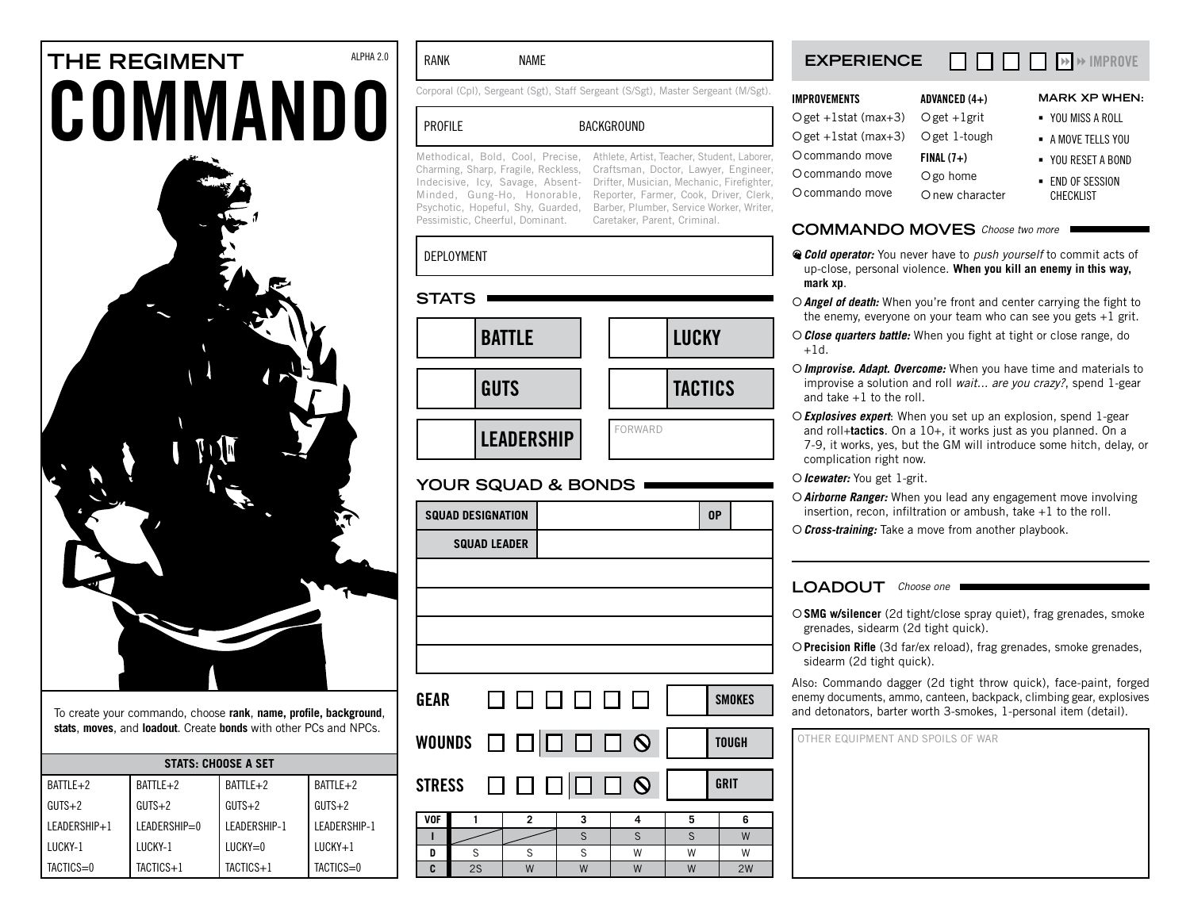# THE REGIMENT COMMANDO

ALPHA 2.0

To create your commando, choose **rank**, **name, profile, background**, **stats**, **moves**, and **loadout**. Create **bonds** with other PCs and NPCs.

| STATS: CHOOSE A SET | | | |
|---|---|---|---|
| BATTLE+2 | BATTLE+2 | BATTLE+2 | BATTLE+2 |
| GUTS+2 | GUTS+2 | GUTS+2 | GUTS+2 |
| LEADERSHIP+1 | LEADERSHIP=0 | LEADERSHIP-1 | LEADERSHIP-1 |
| LUCKY-1 | LUCKY-1 | LUCKY=0 | LUCKY+1 |
| TACTICS=0 | TACTICS+1 | TACTICS+1 | TACTICS=0 |

RANK NAME

Corporal (Cpl), Sergeant (Sgt), Staff Sergeant (S/Sgt), Master Sergeant (M/Sgt).

PROFILE BACKGROUND

Methodical, Bold, Cool, Precise, Charming, Sharp, Fragile, Reckless, Indecisive, Icy, Savage, Absent-Minded, Gung-Ho, Honorable, Psychotic, Hopeful, Shy, Guarded, Pessimistic, Cheerful, Dominant.

Athlete, Artist, Teacher, Student, Laborer, Craftsman, Doctor, Lawyer, Engineer, Drifter, Musician, Mechanic, Firefighter, Reporter, Farmer, Cook, Driver, Clerk, Barber, Plumber, Service Worker, Writer, Caretaker, Parent, Criminal.

DEPLOYMENT

## STATS

- BATTLE
- LUCKY
- GUTS
- TACTICS
- LEADERSHIP
- FORWARD

## YOUR SQUAD & BONDS

| SQUAD DESIGNATION | | OP | |
|---|---|---|---|
| SQUAD LEADER | | | |

GEAR ☐ ☐ ☐ ☐ ☐ ☐ — SMOKES

WOUNDS ☐ ☐ ☐ ☐ ☐ ⊘ — TOUGH

STRESS ☐ ☐ ☐ ☐ ☐ ⊘ — GRIT

| VOF | 1 | 2 | 3 | 4 | 5 | 6 |
|---|---|---|---|---|---|---|
| I | | | S | S | S | W |
| D | S | S | S | W | W | W |
| C | 2S | W | W | W | W | 2W |

## EXPERIENCE ☐ ☐ ☐ ☐ ☐ IMPROVE

**IMPROVEMENTS**
- ○ get +1stat (max+3)
- ○ get +1stat (max+3)
- ○ commando move
- ○ commando move
- ○ commando move

**ADVANCED (4+)**
- ○ get +1grit
- ○ get 1-tough

**FINAL (7+)**
- ○ go home
- ○ new character

**MARK XP WHEN:**
- YOU MISS A ROLL
- A MOVE TELLS YOU
- YOU RESET A BOND
- END OF SESSION CHECKLIST

## COMMANDO MOVES *Choose two more*

- ● ***Cold operator:*** You never have to *push yourself* to commit acts of up-close, personal violence. **When you kill an enemy in this way, mark xp**.
- ○ ***Angel of death:*** When you're front and center carrying the fight to the enemy, everyone on your team who can see you gets +1 grit.
- ○ ***Close quarters battle:*** When you fight at tight or close range, do +1d.
- ○ ***Improvise. Adapt. Overcome:*** When you have time and materials to improvise a solution and roll *wait... are you crazy?*, spend 1-gear and take +1 to the roll.
- ○ ***Explosives expert***: When you set up an explosion, spend 1-gear and roll+**tactics**. On a 10+, it works just as you planned. On a 7-9, it works, yes, but the GM will introduce some hitch, delay, or complication right now.
- ○ ***Icewater:*** You get 1-grit.
- ○ ***Airborne Ranger:*** When you lead any engagement move involving insertion, recon, infiltration or ambush, take +1 to the roll.
- ○ ***Cross-training:*** Take a move from another playbook.

## LOADOUT *Choose one*

- ○ **SMG w/silencer** (2d tight/close spray quiet), frag grenades, smoke grenades, sidearm (2d tight quick).
- ○ **Precision Rifle** (3d far/ex reload), frag grenades, smoke grenades, sidearm (2d tight quick).

Also: Commando dagger (2d tight throw quick), face-paint, forged enemy documents, ammo, canteen, backpack, climbing gear, explosives and detonators, barter worth 3-smokes, 1-personal item (detail).

OTHER EQUIPMENT AND SPOILS OF WAR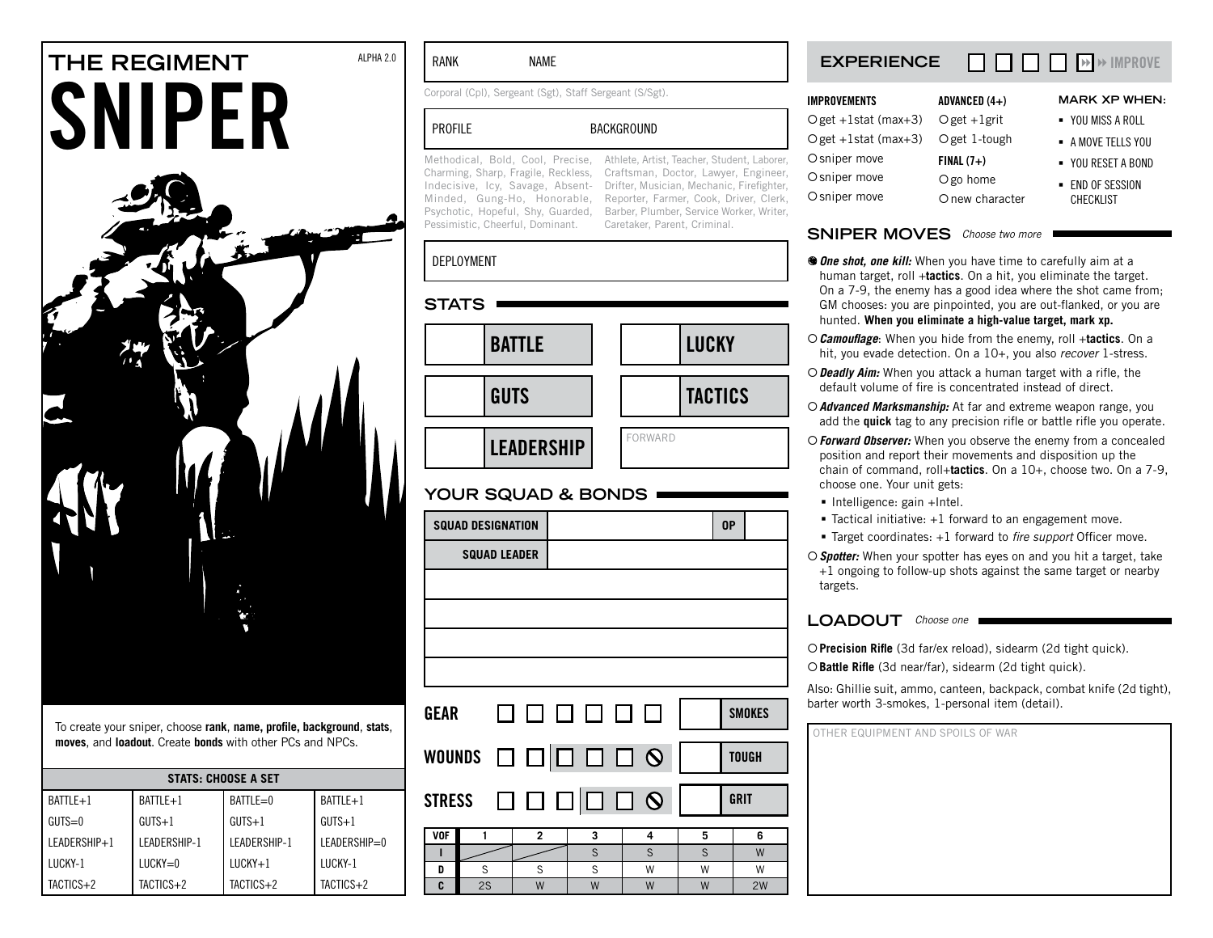# THE REGIMENT

ALPHA 2.0

# SNIPER

To create your sniper, choose **rank**, **name, profile, background**, **stats**, **moves**, and **loadout**. Create **bonds** with other PCs and NPCs.

| STATS: CHOOSE A SET | | | |
|---|---|---|---|
| BATTLE+1 | BATTLE+1 | BATTLE=0 | BATTLE+1 |
| GUTS=0 | GUTS+1 | GUTS+1 | GUTS+1 |
| LEADERSHIP+1 | LEADERSHIP-1 | LEADERSHIP-1 | LEADERSHIP=0 |
| LUCKY-1 | LUCKY=0 | LUCKY+1 | LUCKY-1 |
| TACTICS+2 | TACTICS+2 | TACTICS+2 | TACTICS+2 |

RANK NAME

Corporal (Cpl), Sergeant (Sgt), Staff Sergeant (S/Sgt).

PROFILE BACKGROUND

Methodical, Bold, Cool, Precise, Charming, Sharp, Fragile, Reckless, Indecisive, Icy, Savage, Absent-Minded, Gung-Ho, Honorable, Psychotic, Hopeful, Shy, Guarded, Pessimistic, Cheerful, Dominant.

Athlete, Artist, Teacher, Student, Laborer, Craftsman, Doctor, Lawyer, Engineer, Drifter, Musician, Mechanic, Firefighter, Reporter, Farmer, Cook, Driver, Clerk, Barber, Plumber, Service Worker, Writer, Caretaker, Parent, Criminal.

DEPLOYMENT

## STATS

- BATTLE
- GUTS
- LEADERSHIP
- LUCKY
- TACTICS
- FORWARD

## YOUR SQUAD & BONDS

| SQUAD DESIGNATION | | OP | |
|---|---|---|---|
| SQUAD LEADER | | | |
| | | | |
| | | | |
| | | | |
| | | | |

GEAR ☐ ☐ ☐ ☐ ☐ ☐ — SMOKES

WOUNDS ☐ ☐ ☐ ☐ ☐ ⊘ — TOUGH

STRESS ☐ ☐ ☐ ☐ ☐ ⊘ — GRIT

| VOF | 1 | 2 | 3 | 4 | 5 | 6 |
|---|---|---|---|---|---|---|
| I | | | S | S | S | W |
| D | S | S | S | W | W | W |
| C | 2S | W | W | W | W | 2W |

## EXPERIENCE ☐ ☐ ☐ ☐ ☐ » IMPROVE

**IMPROVEMENTS**
- ○ get +1stat (max+3)
- ○ get +1stat (max+3)
- ○ sniper move
- ○ sniper move
- ○ sniper move

**ADVANCED (4+)**
- ○ get +1grit
- ○ get 1-tough

**FINAL (7+)**
- ○ go home
- ○ new character

**MARK XP WHEN:**
- YOU MISS A ROLL
- A MOVE TELLS YOU
- YOU RESET A BOND
- END OF SESSION CHECKLIST

## SNIPER MOVES *Choose two more*

- ◉ ***One shot, one kill:*** When you have time to carefully aim at a human target, roll +**tactics**. On a hit, you eliminate the target. On a 7-9, the enemy has a good idea where the shot came from; GM chooses: you are pinpointed, you are out-flanked, or you are hunted. **When you eliminate a high-value target, mark xp.**
- ○ ***Camouflage***: When you hide from the enemy, roll +**tactics**. On a hit, you evade detection. On a 10+, you also *recover* 1-stress.
- ○ ***Deadly Aim:*** When you attack a human target with a rifle, the default volume of fire is concentrated instead of direct.
- ○ ***Advanced Marksmanship:*** At far and extreme weapon range, you add the **quick** tag to any precision rifle or battle rifle you operate.
- ○ ***Forward Observer:*** When you observe the enemy from a concealed position and report their movements and disposition up the chain of command, roll+**tactics**. On a 10+, choose two. On a 7-9, choose one. Your unit gets:
  - Intelligence: gain +Intel.
  - Tactical initiative: +1 forward to an engagement move.
  - Target coordinates: +1 forward to *fire support* Officer move.
- ○ ***Spotter:*** When your spotter has eyes on and you hit a target, take +1 ongoing to follow-up shots against the same target or nearby targets.

## LOADOUT *Choose one*

- ○ **Precision Rifle** (3d far/ex reload), sidearm (2d tight quick).
- ○ **Battle Rifle** (3d near/far), sidearm (2d tight quick).

Also: Ghillie suit, ammo, canteen, backpack, combat knife (2d tight), barter worth 3-smokes, 1-personal item (detail).

OTHER EQUIPMENT AND SPOILS OF WAR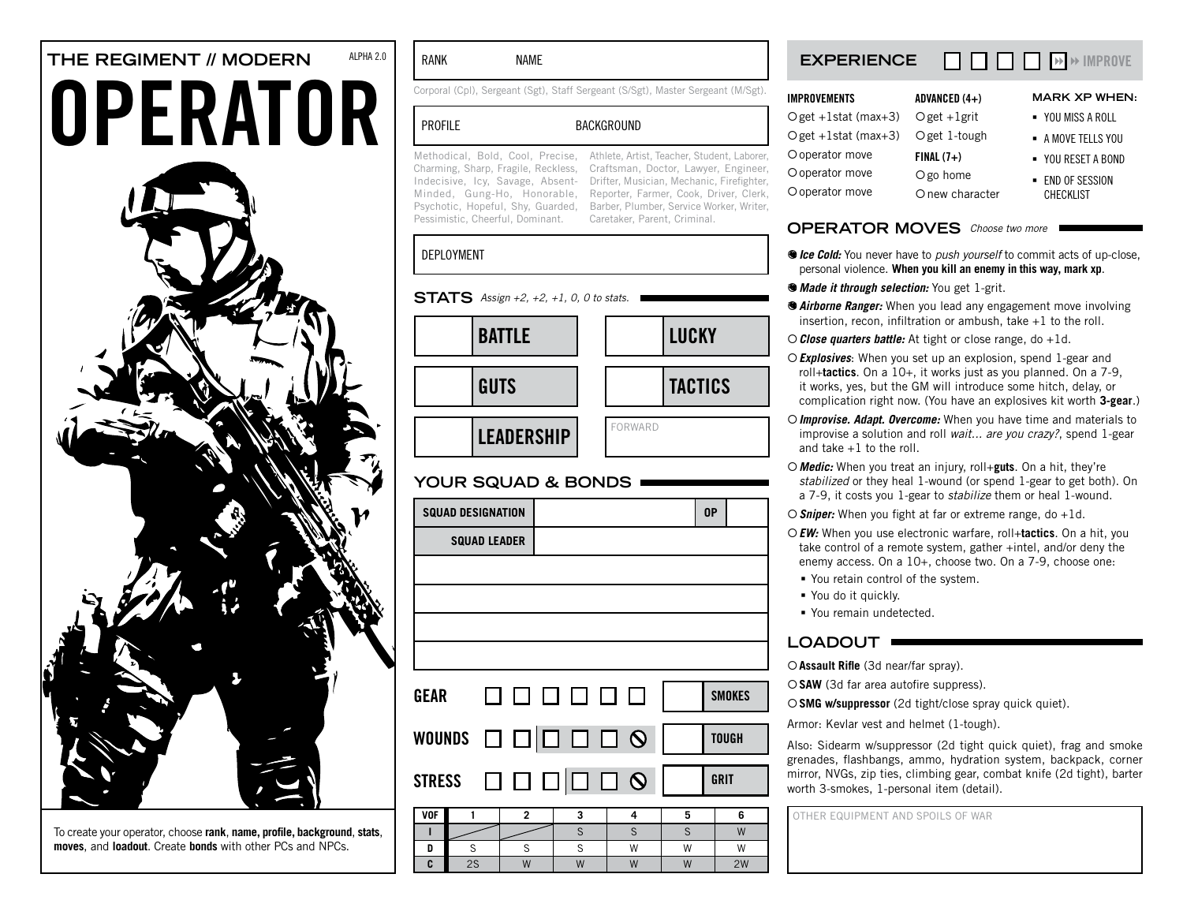# THE REGIMENT // MODERN

ALPHA 2.0

# OPERATOR

To create your operator, choose **rank**, **name, profile, background**, **stats**, **moves**, and **loadout**. Create **bonds** with other PCs and NPCs.

RANK NAME

Corporal (Cpl), Sergeant (Sgt), Staff Sergeant (S/Sgt), Master Sergeant (M/Sgt).

PROFILE BACKGROUND

Methodical, Bold, Cool, Precise, Charming, Sharp, Fragile, Reckless, Indecisive, Icy, Savage, Absent-Minded, Gung-Ho, Honorable, Psychotic, Hopeful, Shy, Guarded, Pessimistic, Cheerful, Dominant.

Athlete, Artist, Teacher, Student, Laborer, Craftsman, Doctor, Lawyer, Engineer, Drifter, Musician, Mechanic, Firefighter, Reporter, Farmer, Cook, Driver, Clerk, Barber, Plumber, Service Worker, Writer, Caretaker, Parent, Criminal.

DEPLOYMENT

## STATS

*Assign +2, +2, +1, 0, 0 to stats.*

- BATTLE
- LUCKY
- GUTS
- TACTICS
- LEADERSHIP
- FORWARD

## YOUR SQUAD & BONDS

| SQUAD DESIGNATION | | OP | |
|---|---|---|---|
| SQUAD LEADER | | | |
| | | | |
| | | | |
| | | | |
| | | | |

**GEAR** ☐ ☐ ☐ ☐ ☐ ☐ — SMOKES

**WOUNDS** ☐ ☐ | ☐ ☐ ☐ ⊘ — TOUGH

**STRESS** ☐ ☐ ☐ | ☐ ☐ ⊘ — GRIT

| VOF | 1 | 2 | 3 | 4 | 5 | 6 |
|---|---|---|---|---|---|---|
| I | / | / | S | S | S | W |
| D | S | S | S | W | W | W |
| C | 2S | W | W | W | W | 2W |

## EXPERIENCE ☐ ☐ ☐ ☐ ☐ » IMPROVE

**IMPROVEMENTS**

- ○ get +1stat (max+3)
- ○ get +1stat (max+3)
- ○ operator move
- ○ operator move
- ○ operator move

**ADVANCED (4+)**

- ○ get +1grit
- ○ get 1-tough

**FINAL (7+)**

- ○ go home
- ○ new character

**MARK XP WHEN:**

- YOU MISS A ROLL
- A MOVE TELLS YOU
- YOU RESET A BOND
- END OF SESSION CHECKLIST

## OPERATOR MOVES

*Choose two more*

- ◉ ***Ice Cold:*** You never have to *push yourself* to commit acts of up-close, personal violence. **When you kill an enemy in this way, mark xp**.
- ◉ ***Made it through selection:*** You get 1-grit.
- ◉ ***Airborne Ranger:*** When you lead any engagement move involving insertion, recon, infiltration or ambush, take +1 to the roll.
- ○ ***Close quarters battle:*** At tight or close range, do +1d.
- ○ ***Explosives***: When you set up an explosion, spend 1-gear and roll+**tactics**. On a 10+, it works just as you planned. On a 7-9, it works, yes, but the GM will introduce some hitch, delay, or complication right now. (You have an explosives kit worth **3-gear**.)
- ○ ***Improvise. Adapt. Overcome:*** When you have time and materials to improvise a solution and roll *wait... are you crazy?*, spend 1-gear and take +1 to the roll.
- ○ ***Medic:*** When you treat an injury, roll+**guts**. On a hit, they're *stabilized* or they heal 1-wound (or spend 1-gear to get both). On a 7-9, it costs you 1-gear to *stabilize* them or heal 1-wound.
- ○ ***Sniper:*** When you fight at far or extreme range, do +1d.
- ○ ***EW:*** When you use electronic warfare, roll+**tactics**. On a hit, you take control of a remote system, gather +intel, and/or deny the enemy access. On a 10+, choose two. On a 7-9, choose one:
  - You retain control of the system.
  - You do it quickly.
  - You remain undetected.

## LOADOUT

- ○ **Assault Rifle** (3d near/far spray).
- ○ **SAW** (3d far area autofire suppress).
- ○ **SMG w/suppressor** (2d tight/close spray quick quiet).

Armor: Kevlar vest and helmet (1-tough).

Also: Sidearm w/suppressor (2d tight quick quiet), frag and smoke grenades, flashbangs, ammo, hydration system, backpack, corner mirror, NVGs, zip ties, climbing gear, combat knife (2d tight), barter worth 3-smokes, 1-personal item (detail).

OTHER EQUIPMENT AND SPOILS OF WAR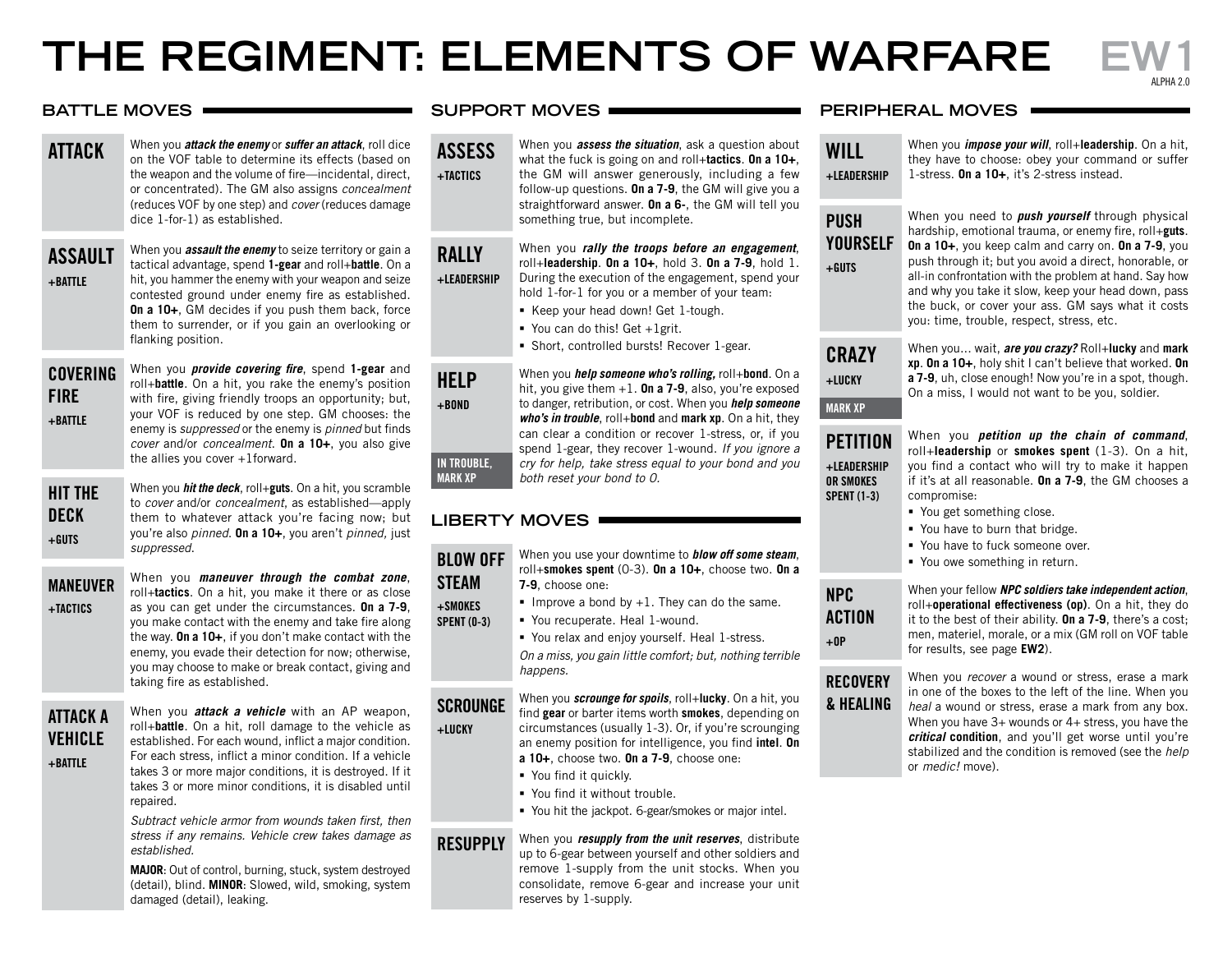# THE REGIMENT: ELEMENTS OF WARFARE

EW1

ALPHA 2.0

## BATTLE MOVES

### ATTACK

When you ***attack the enemy*** or ***suffer an attack***, roll dice on the VOF table to determine its effects (based on the weapon and the volume of fire—incidental, direct, or concentrated). The GM also assigns *concealment* (reduces VOF by one step) and *cover* (reduces damage dice 1-for-1) as established.

### ASSAULT

**+BATTLE**

When you ***assault the enemy*** to seize territory or gain a tactical advantage, spend **1-gear** and roll+**battle**. On a hit, you hammer the enemy with your weapon and seize contested ground under enemy fire as established. **On a 10+**, GM decides if you push them back, force them to surrender, or if you gain an overlooking or flanking position.

### COVERING FIRE

**+BATTLE**

When you ***provide covering fire***, spend **1-gear** and roll+**battle**. On a hit, you rake the enemy's position with fire, giving friendly troops an opportunity; but, your VOF is reduced by one step. GM chooses: the enemy is *suppressed* or the enemy is *pinned* but finds *cover* and/or *concealment*. **On a 10+**, you also give the allies you cover +1forward.

### HIT THE DECK

**+GUTS**

When you ***hit the deck***, roll+**guts**. On a hit, you scramble to *cover* and/or *concealment*, as established—apply them to whatever attack you're facing now; but you're also *pinned*. **On a 10+**, you aren't *pinned*, just *suppressed*.

### MANEUVER

**+TACTICS**

When you ***maneuver through the combat zone***, roll+**tactics**. On a hit, you make it there or as close as you can get under the circumstances. **On a 7-9**, you make contact with the enemy and take fire along the way. **On a 10+**, if you don't make contact with the enemy, you evade their detection for now; otherwise, you may choose to make or break contact, giving and taking fire as established.

### ATTACK A VEHICLE

**+BATTLE**

When you ***attack a vehicle*** with an AP weapon, roll+**battle**. On a hit, roll damage to the vehicle as established. For each wound, inflict a major condition. For each stress, inflict a minor condition. If a vehicle takes 3 or more major conditions, it is destroyed. If it takes 3 or more minor conditions, it is disabled until repaired.

*Subtract vehicle armor from wounds taken first, then stress if any remains. Vehicle crew takes damage as established.*

**MAJOR**: Out of control, burning, stuck, system destroyed (detail), blind. **MINOR**: Slowed, wild, smoking, system damaged (detail), leaking.

## SUPPORT MOVES

### ASSESS

**+TACTICS**

When you ***assess the situation***, ask a question about what the fuck is going on and roll+**tactics**. **On a 10+**, the GM will answer generously, including a few follow-up questions. **On a 7-9**, the GM will give you a straightforward answer. **On a 6-**, the GM will tell you something true, but incomplete.

### RALLY

**+LEADERSHIP**

When you ***rally the troops before an engagement***, roll+**leadership**. **On a 10+**, hold 3. **On a 7-9**, hold 1. During the execution of the engagement, spend your hold 1-for-1 for you or a member of your team:

- Keep your head down! Get 1-tough.
- You can do this! Get +1grit.
- Short, controlled bursts! Recover 1-gear.

### HELP

**+BOND**

**IN TROUBLE, MARK XP**

When you ***help someone who's rolling,*** roll+**bond**. On a hit, you give them +1. **On a 7-9**, also, you're exposed to danger, retribution, or cost. When you ***help someone who's in trouble***, roll+**bond** and **mark xp**. On a hit, they can clear a condition or recover 1-stress, or, if you spend 1-gear, they recover 1-wound. *If you ignore a cry for help, take stress equal to your bond and you both reset your bond to 0.*

## LIBERTY MOVES

### BLOW OFF STEAM

**+SMOKES SPENT (0-3)**

When you use your downtime to ***blow off some steam***, roll+**smokes spent** (0-3). **On a 10+**, choose two. **On a 7-9**, choose one:

- Improve a bond by +1. They can do the same.
- You recuperate. Heal 1-wound.
- You relax and enjoy yourself. Heal 1-stress.

*On a miss, you gain little comfort; but, nothing terrible happens.*

### SCROUNGE

**+LUCKY**

When you ***scrounge for spoils***, roll+**lucky**. On a hit, you find **gear** or barter items worth **smokes**, depending on circumstances (usually 1-3). Or, if you're scrounging an enemy position for intelligence, you find **intel**. **On a 10+**, choose two. **On a 7-9**, choose one:

- You find it quickly.
- You find it without trouble.
- You hit the jackpot. 6-gear/smokes or major intel.

### RESUPPLY

When you ***resupply from the unit reserves***, distribute up to 6-gear between yourself and other soldiers and remove 1-supply from the unit stocks. When you consolidate, remove 6-gear and increase your unit reserves by 1-supply.

## PERIPHERAL MOVES

### WILL

**+LEADERSHIP**

When you ***impose your will***, roll+**leadership**. On a hit, they have to choose: obey your command or suffer 1-stress. **On a 10+**, it's 2-stress instead.

### PUSH YOURSELF

**+GUTS**

When you need to ***push yourself*** through physical hardship, emotional trauma, or enemy fire, roll+**guts**. **On a 10+**, you keep calm and carry on. **On a 7-9**, you push through it; but you avoid a direct, honorable, or all-in confrontation with the problem at hand. Say how and why you take it slow, keep your head down, pass the buck, or cover your ass. GM says what it costs you: time, trouble, respect, stress, etc.

### CRAZY

**+LUCKY**

**MARK XP**

When you... wait, ***are you crazy?*** Roll+**lucky** and **mark xp**. **On a 10+**, holy shit I can't believe that worked. **On a 7-9**, uh, close enough! Now you're in a spot, though. On a miss, I would not want to be you, soldier.

### PETITION

**+LEADERSHIP OR SMOKES SPENT (1-3)**

When you ***petition up the chain of command***, roll+**leadership** or **smokes spent** (1-3). On a hit, you find a contact who will try to make it happen if it's at all reasonable. **On a 7-9**, the GM chooses a compromise:

- You get something close.
- You have to burn that bridge.
- You have to fuck someone over.
- You owe something in return.

### NPC ACTION

**+OP**

When your fellow ***NPC soldiers take independent action***, roll+**operational effectiveness (op)**. On a hit, they do it to the best of their ability. **On a 7-9**, there's a cost; men, materiel, morale, or a mix (GM roll on VOF table for results, see page **EW2**).

### RECOVERY & HEALING

When you *recover* a wound or stress, erase a mark in one of the boxes to the left of the line. When you *heal* a wound or stress, erase a mark from any box. When you have 3+ wounds or 4+ stress, you have the ***critical*** **condition**, and you'll get worse until you're stabilized and the condition is removed (see the *help* or *medic!* move).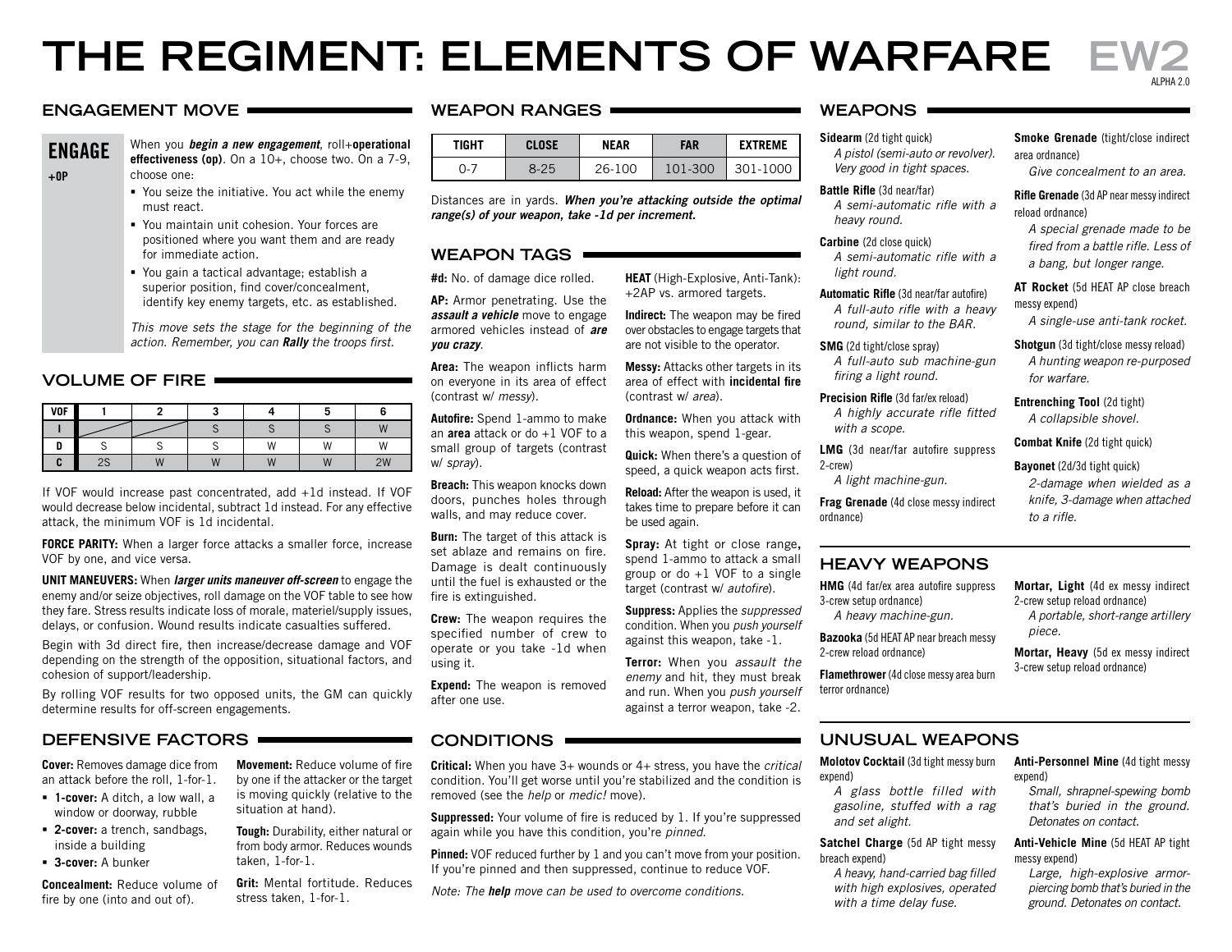# THE REGIMENT: ELEMENTS OF WARFARE

EW2

ALPHA 2.0

## ENGAGEMENT MOVE

### ENGAGE

+OP

When you ***begin a new engagement***, roll+**operational effectiveness (op)**. On a 10+, choose two. On a 7-9, choose one:

- You seize the initiative. You act while the enemy must react.
- You maintain unit cohesion. Your forces are positioned where you want them and are ready for immediate action.
- You gain a tactical advantage; establish a superior position, find cover/concealment, identify key enemy targets, etc. as established.

*This move sets the stage for the beginning of the action. Remember, you can **Rally** the troops first.*

## VOLUME OF FIRE

| VOF | 1 | 2 | 3 | 4 | 5 | 6 |
|---|---|---|---|---|---|---|
| I | | | S | S | S | W |
| D | S | S | S | W | W | W |
| C | 2S | W | W | W | W | 2W |

If VOF would increase past concentrated, add +1d instead. If VOF would decrease below incidental, subtract 1d instead. For any effective attack, the minimum VOF is 1d incidental.

**FORCE PARITY:** When a larger force attacks a smaller force, increase VOF by one, and vice versa.

**UNIT MANEUVERS:** When ***larger units maneuver off-screen*** to engage the enemy and/or seize objectives, roll damage on the VOF table to see how they fare. Stress results indicate loss of morale, materiel/supply issues, delays, or confusion. Wound results indicate casualties suffered.

Begin with 3d direct fire, then increase/decrease damage and VOF depending on the strength of the opposition, situational factors, and cohesion of support/leadership.

By rolling VOF results for two opposed units, the GM can quickly determine results for off-screen engagements.

## DEFENSIVE FACTORS

**Cover:** Removes damage dice from an attack before the roll, 1-for-1.

- **1-cover:** A ditch, a low wall, a window or doorway, rubble
- **2-cover:** a trench, sandbags, inside a building
- **3-cover:** A bunker

**Concealment:** Reduce volume of fire by one (into and out of).

**Movement:** Reduce volume of fire by one if the attacker or the target is moving quickly (relative to the situation at hand).

**Tough:** Durability, either natural or from body armor. Reduces wounds taken, 1-for-1.

**Grit:** Mental fortitude. Reduces stress taken, 1-for-1.

## WEAPON RANGES

| TIGHT | CLOSE | NEAR | FAR | EXTREME |
|---|---|---|---|---|
| 0-7 | 8-25 | 26-100 | 101-300 | 301-1000 |

Distances are in yards. ***When you're attacking outside the optimal range(s) of your weapon, take -1d per increment.***

## WEAPON TAGS

**#d:** No. of damage dice rolled.

**AP:** Armor penetrating. Use the ***assault a vehicle*** move to engage armored vehicles instead of ***are you crazy***.

**Area:** The weapon inflicts harm on everyone in its area of effect (contrast w/ *messy*).

**Autofire:** Spend 1-ammo to make an **area** attack or do +1 VOF to a small group of targets (contrast w/ *spray*).

**Breach:** This weapon knocks down doors, punches holes through walls, and may reduce cover.

**Burn:** The target of this attack is set ablaze and remains on fire. Damage is dealt continuously until the fuel is exhausted or the fire is extinguished.

**Crew:** The weapon requires the specified number of crew to operate or you take -1d when using it.

**Expend:** The weapon is removed after one use.

**HEAT** (High-Explosive, Anti-Tank): +2AP vs. armored targets.

**Indirect:** The weapon may be fired over obstacles to engage targets that are not visible to the operator.

**Messy:** Attacks other targets in its area of effect with **incidental fire** (contrast w/ *area*).

**Ordnance:** When you attack with this weapon, spend 1-gear.

**Quick:** When there's a question of speed, a quick weapon acts first.

**Reload:** After the weapon is used, it takes time to prepare before it can be used again.

**Spray:** At tight or close range, spend 1-ammo to attack a small group or do +1 VOF to a single target (contrast w/ *autofire*).

**Suppress:** Applies the *suppressed* condition. When you *push yourself* against this weapon, take -1.

**Terror:** When you *assault the enemy* and hit, they must break and run. When you *push yourself* against a terror weapon, take -2.

## CONDITIONS

**Critical:** When you have 3+ wounds or 4+ stress, you have the *critical* condition. You'll get worse until you're stabilized and the condition is removed (see the *help* or *medic!* move).

**Suppressed:** Your volume of fire is reduced by 1. If you're suppressed again while you have this condition, you're *pinned*.

**Pinned:** VOF reduced further by 1 and you can't move from your position. If you're pinned and then suppressed, continue to reduce VOF.

*Note: The **help** move can be used to overcome conditions.*

## WEAPONS

**Sidearm** (2d tight quick)
*A pistol (semi-auto or revolver). Very good in tight spaces.*

**Battle Rifle** (3d near/far)
*A semi-automatic rifle with a heavy round.*

**Carbine** (2d close quick)
*A semi-automatic rifle with a light round.*

**Automatic Rifle** (3d near/far autofire)
*A full-auto rifle with a heavy round, similar to the BAR.*

**SMG** (2d tight/close spray)
*A full-auto sub machine-gun firing a light round.*

**Precision Rifle** (3d far/ex reload)
*A highly accurate rifle fitted with a scope.*

**LMG** (3d near/far autofire suppress 2-crew)
*A light machine-gun.*

**Frag Grenade** (4d close messy indirect ordnance)

**Smoke Grenade** (tight/close indirect area ordnance)
*Give concealment to an area.*

**Rifle Grenade** (3d AP near messy indirect reload ordnance)
*A special grenade made to be fired from a battle rifle. Less of a bang, but longer range.*

**AT Rocket** (5d HEAT AP close breach messy expend)
*A single-use anti-tank rocket.*

**Shotgun** (3d tight/close messy reload)
*A hunting weapon re-purposed for warfare.*

**Entrenching Tool** (2d tight)
*A collapsible shovel.*

**Combat Knife** (2d tight quick)

**Bayonet** (2d/3d tight quick)
*2-damage when wielded as a knife, 3-damage when attached to a rifle.*

## HEAVY WEAPONS

**HMG** (4d far/ex area autofire suppress 3-crew setup ordnance)
*A heavy machine-gun.*

**Bazooka** (5d HEAT AP near breach messy 2-crew reload ordnance)

**Flamethrower** (4d close messy area burn terror ordnance)

**Mortar, Light** (4d ex messy indirect 2-crew setup reload ordnance)
*A portable, short-range artillery piece.*

**Mortar, Heavy** (5d ex messy indirect 3-crew setup reload ordnance)

## UNUSUAL WEAPONS

**Molotov Cocktail** (3d tight messy burn expend)
*A glass bottle filled with gasoline, stuffed with a rag and set alight.*

**Satchel Charge** (5d AP tight messy breach expend)
*A heavy, hand-carried bag filled with high explosives, operated with a time delay fuse.*

**Anti-Personnel Mine** (4d tight messy expend)
*Small, shrapnel-spewing bomb that's buried in the ground. Detonates on contact.*

**Anti-Vehicle Mine** (5d HEAT AP tight messy expend)
*Large, high-explosive armor-piercing bomb that's buried in the ground. Detonates on contact.*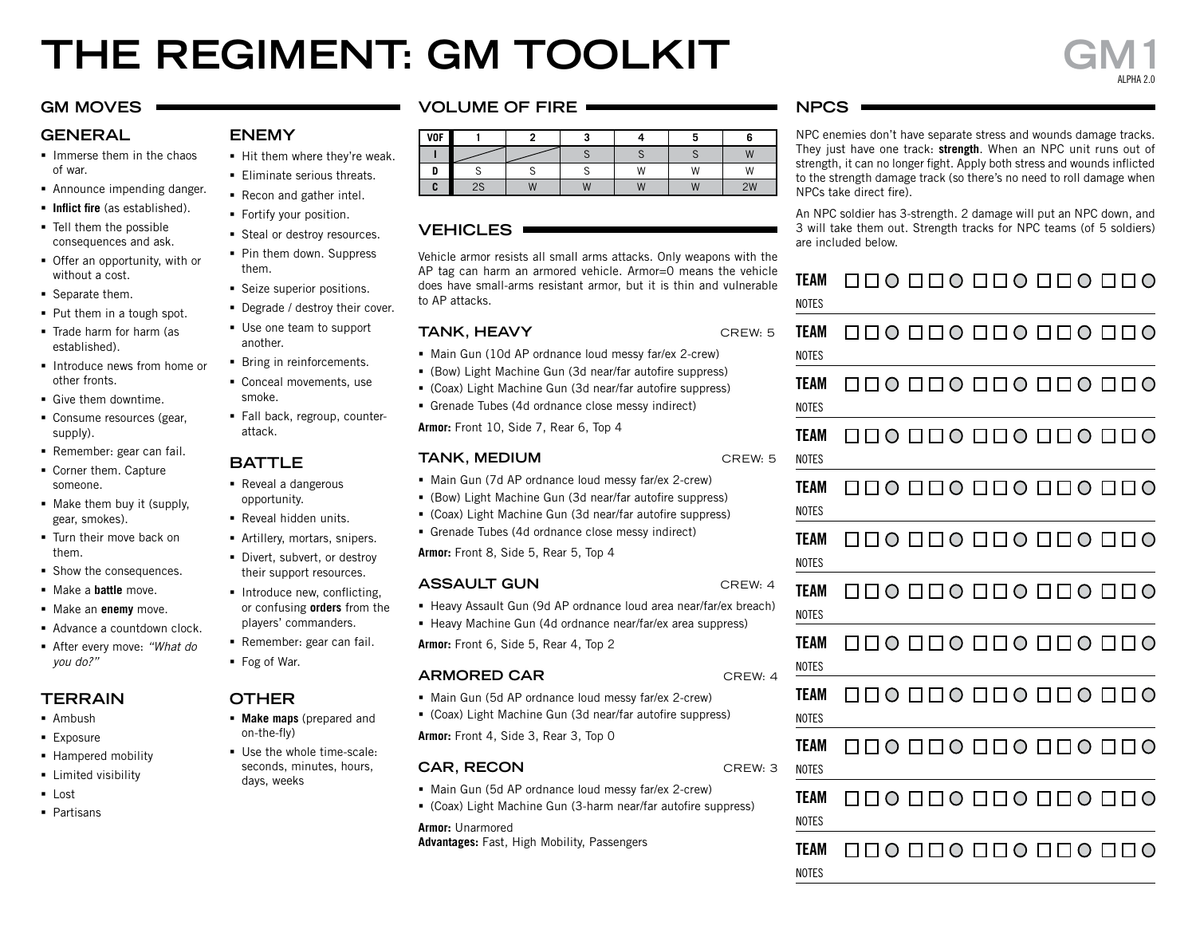# THE REGIMENT: GM TOOLKIT

GM1

ALPHA 2.0

## GM MOVES

### GENERAL

- Immerse them in the chaos of war.
- Announce impending danger.
- **Inflict fire** (as established).
- Tell them the possible consequences and ask.
- Offer an opportunity, with or without a cost.
- Separate them.
- Put them in a tough spot.
- Trade harm for harm (as established).
- Introduce news from home or other fronts.
- Give them downtime.
- Consume resources (gear, supply).
- Remember: gear can fail.
- Corner them. Capture someone.
- Make them buy it (supply, gear, smokes).
- Turn their move back on them.
- Show the consequences.
- Make a **battle** move.
- Make an **enemy** move.
- Advance a countdown clock.
- After every move: *"What do you do?"*

### ENEMY

- Hit them where they're weak.
- Eliminate serious threats.
- Recon and gather intel.
- Fortify your position.
- Steal or destroy resources.
- Pin them down. Suppress them.
- Seize superior positions.
- Degrade / destroy their cover.
- Use one team to support another.
- Bring in reinforcements.
- Conceal movements, use smoke.
- Fall back, regroup, counter-attack.

### BATTLE

- Reveal a dangerous opportunity.
- Reveal hidden units.
- Artillery, mortars, snipers.
- Divert, subvert, or destroy their support resources.
- Introduce new, conflicting, or confusing **orders** from the players' commanders.
- Remember: gear can fail.
- Fog of War.

### TERRAIN

- Ambush
- Exposure
- Hampered mobility
- Limited visibility
- Lost
- Partisans

### OTHER

- **Make maps** (prepared and on-the-fly)
- Use the whole time-scale: seconds, minutes, hours, days, weeks

## VOLUME OF FIRE

| VOF | 1 | 2 | 3 | 4 | 5 | 6 |
|---|---|---|---|---|---|---|
| I | | | S | S | S | W |
| D | S | S | S | W | W | W |
| C | 2S | W | W | W | W | 2W |

## VEHICLES

Vehicle armor resists all small arms attacks. Only weapons with the AP tag can harm an armored vehicle. Armor=0 means the vehicle does have small-arms resistant armor, but it is thin and vulnerable to AP attacks.

### TANK, HEAVY — CREW: 5

- Main Gun (10d AP ordnance loud messy far/ex 2-crew)
- (Bow) Light Machine Gun (3d near/far autofire suppress)
- (Coax) Light Machine Gun (3d near/far autofire suppress)
- Grenade Tubes (4d ordnance close messy indirect)

**Armor:** Front 10, Side 7, Rear 6, Top 4

### TANK, MEDIUM — CREW: 5

- Main Gun (7d AP ordnance loud messy far/ex 2-crew)
- (Bow) Light Machine Gun (3d near/far autofire suppress)
- (Coax) Light Machine Gun (3d near/far autofire suppress)
- Grenade Tubes (4d ordnance close messy indirect)

**Armor:** Front 8, Side 5, Rear 5, Top 4

### ASSAULT GUN — CREW: 4

- Heavy Assault Gun (9d AP ordnance loud area near/far/ex breach)
- Heavy Machine Gun (4d ordnance near/far/ex area suppress)

**Armor:** Front 6, Side 5, Rear 4, Top 2

### ARMORED CAR — CREW: 4

- Main Gun (5d AP ordnance loud messy far/ex 2-crew)
- (Coax) Light Machine Gun (3d near/far autofire suppress)

**Armor:** Front 4, Side 3, Rear 3, Top 0

### CAR, RECON — CREW: 3

- Main Gun (5d AP ordnance loud messy far/ex 2-crew)
- (Coax) Light Machine Gun (3-harm near/far autofire suppress)

**Armor:** Unarmored
**Advantages:** Fast, High Mobility, Passengers

## NPCS

NPC enemies don't have separate stress and wounds damage tracks. They just have one track: **strength**. When an NPC unit runs out of strength, it can no longer fight. Apply both stress and wounds inflicted to the strength damage track (so there's no need to roll damage when NPCs take direct fire).

An NPC soldier has 3-strength. 2 damage will put an NPC down, and 3 will take them out. Strength tracks for NPC teams (of 5 soldiers) are included below.

**TEAM** ☐☐○ ☐☐○ ☐☐○ ☐☐○ ☐☐○
NOTES

**TEAM** ☐☐○ ☐☐○ ☐☐○ ☐☐○ ☐☐○
NOTES

**TEAM** ☐☐○ ☐☐○ ☐☐○ ☐☐○ ☐☐○
NOTES

**TEAM** ☐☐○ ☐☐○ ☐☐○ ☐☐○ ☐☐○
NOTES

**TEAM** ☐☐○ ☐☐○ ☐☐○ ☐☐○ ☐☐○
NOTES

**TEAM** ☐☐○ ☐☐○ ☐☐○ ☐☐○ ☐☐○
NOTES

**TEAM** ☐☐○ ☐☐○ ☐☐○ ☐☐○ ☐☐○
NOTES

**TEAM** ☐☐○ ☐☐○ ☐☐○ ☐☐○ ☐☐○
NOTES

**TEAM** ☐☐○ ☐☐○ ☐☐○ ☐☐○ ☐☐○
NOTES

**TEAM** ☐☐○ ☐☐○ ☐☐○ ☐☐○ ☐☐○
NOTES

**TEAM** ☐☐○ ☐☐○ ☐☐○ ☐☐○ ☐☐○
NOTES

**TEAM** ☐☐○ ☐☐○ ☐☐○ ☐☐○ ☐☐○
NOTES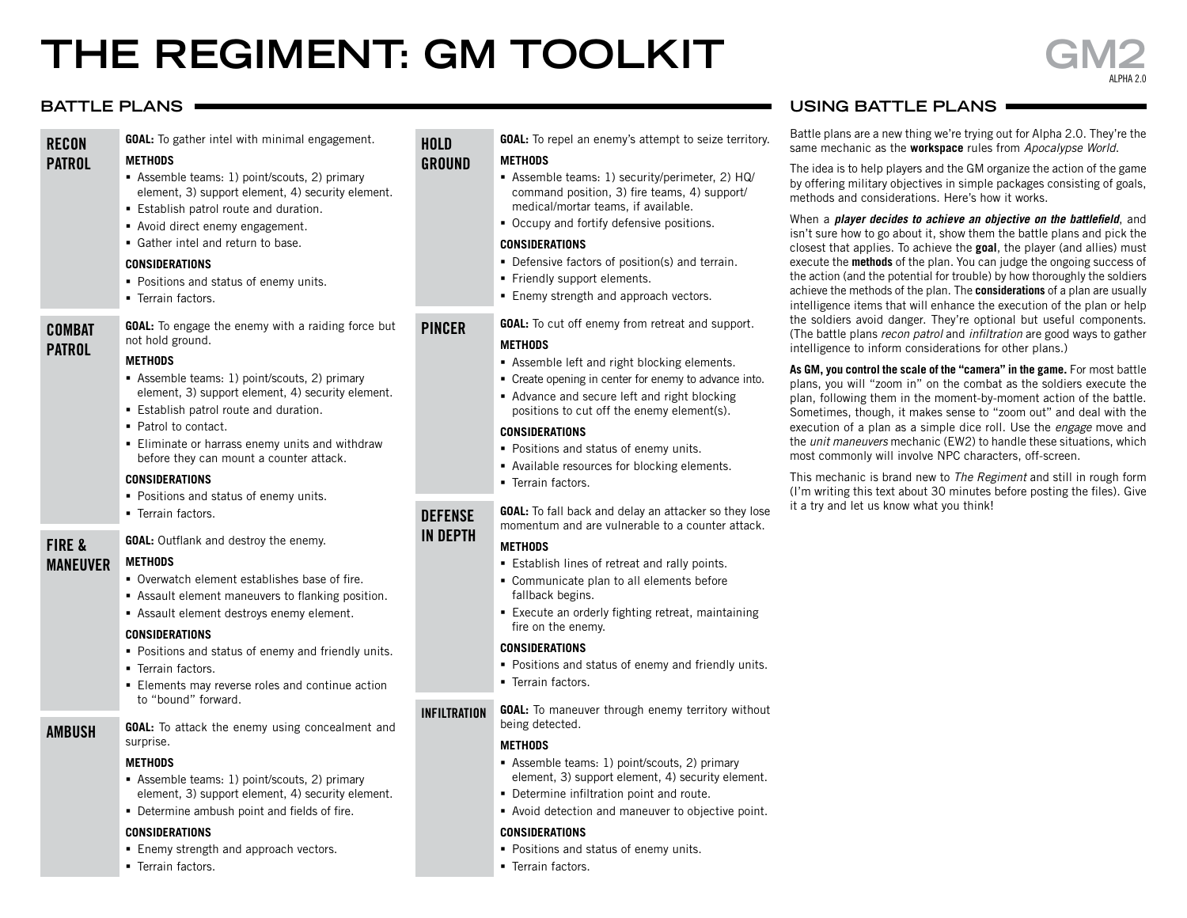# THE REGIMENT: GM TOOLKIT

GM2

ALPHA 2.0

## BATTLE PLANS

### RECON PATROL

**GOAL:** To gather intel with minimal engagement.

**METHODS**

- Assemble teams: 1) point/scouts, 2) primary element, 3) support element, 4) security element.
- Establish patrol route and duration.
- Avoid direct enemy engagement.
- Gather intel and return to base.

**CONSIDERATIONS**

- Positions and status of enemy units.
- Terrain factors.

### COMBAT PATROL

**GOAL:** To engage the enemy with a raiding force but not hold ground.

**METHODS**

- Assemble teams: 1) point/scouts, 2) primary element, 3) support element, 4) security element.
- Establish patrol route and duration.
- Patrol to contact.
- Eliminate or harrass enemy units and withdraw before they can mount a counter attack.

**CONSIDERATIONS**

- Positions and status of enemy units.
- Terrain factors.

### FIRE & MANEUVER

**GOAL:** Outflank and destroy the enemy.

**METHODS**

- Overwatch element establishes base of fire.
- Assault element maneuvers to flanking position.
- Assault element destroys enemy element.

**CONSIDERATIONS**

- Positions and status of enemy and friendly units.
- Terrain factors.
- Elements may reverse roles and continue action to "bound" forward.

### AMBUSH

**GOAL:** To attack the enemy using concealment and surprise.

**METHODS**

- Assemble teams: 1) point/scouts, 2) primary element, 3) support element, 4) security element.
- Determine ambush point and fields of fire.

**CONSIDERATIONS**

- Enemy strength and approach vectors.
- Terrain factors.

### HOLD GROUND

**GOAL:** To repel an enemy's attempt to seize territory.

**METHODS**

- Assemble teams: 1) security/perimeter, 2) HQ/ command position, 3) fire teams, 4) support/ medical/mortar teams, if available.
- Occupy and fortify defensive positions.

**CONSIDERATIONS**

- Defensive factors of position(s) and terrain.
- Friendly support elements.
- Enemy strength and approach vectors.

### PINCER

**GOAL:** To cut off enemy from retreat and support.

**METHODS**

- Assemble left and right blocking elements.
- Create opening in center for enemy to advance into.
- Advance and secure left and right blocking positions to cut off the enemy element(s).

**CONSIDERATIONS**

- Positions and status of enemy units.
- Available resources for blocking elements.
- Terrain factors.

### DEFENSE IN DEPTH

**GOAL:** To fall back and delay an attacker so they lose momentum and are vulnerable to a counter attack.

**METHODS**

- Establish lines of retreat and rally points.
- Communicate plan to all elements before fallback begins.
- Execute an orderly fighting retreat, maintaining fire on the enemy.

**CONSIDERATIONS**

- Positions and status of enemy and friendly units.
- Terrain factors.

### INFILTRATION

**GOAL:** To maneuver through enemy territory without being detected.

**METHODS**

- Assemble teams: 1) point/scouts, 2) primary element, 3) support element, 4) security element.
- Determine infiltration point and route.
- Avoid detection and maneuver to objective point.

**CONSIDERATIONS**

- Positions and status of enemy units.
- Terrain factors.

## USING BATTLE PLANS

Battle plans are a new thing we're trying out for Alpha 2.0. They're the same mechanic as the **workspace** rules from *Apocalypse World*.

The idea is to help players and the GM organize the action of the game by offering military objectives in simple packages consisting of goals, methods and considerations. Here's how it works.

When a ***player decides to achieve an objective on the battlefield***, and isn't sure how to go about it, show them the battle plans and pick the closest that applies. To achieve the **goal**, the player (and allies) must execute the **methods** of the plan. You can judge the ongoing success of the action (and the potential for trouble) by how thoroughly the soldiers achieve the methods of the plan. The **considerations** of a plan are usually intelligence items that will enhance the execution of the plan or help the soldiers avoid danger. They're optional but useful components. (The battle plans *recon patrol* and *infiltration* are good ways to gather intelligence to inform considerations for other plans.)

**As GM, you control the scale of the "camera" in the game.** For most battle plans, you will "zoom in" on the combat as the soldiers execute the plan, following them in the moment-by-moment action of the battle. Sometimes, though, it makes sense to "zoom out" and deal with the execution of a plan as a simple dice roll. Use the *engage* move and the *unit maneuvers* mechanic (EW2) to handle these situations, which most commonly will involve NPC characters, off-screen.

This mechanic is brand new to *The Regiment* and still in rough form (I'm writing this text about 30 minutes before posting the files). Give it a try and let us know what you think!